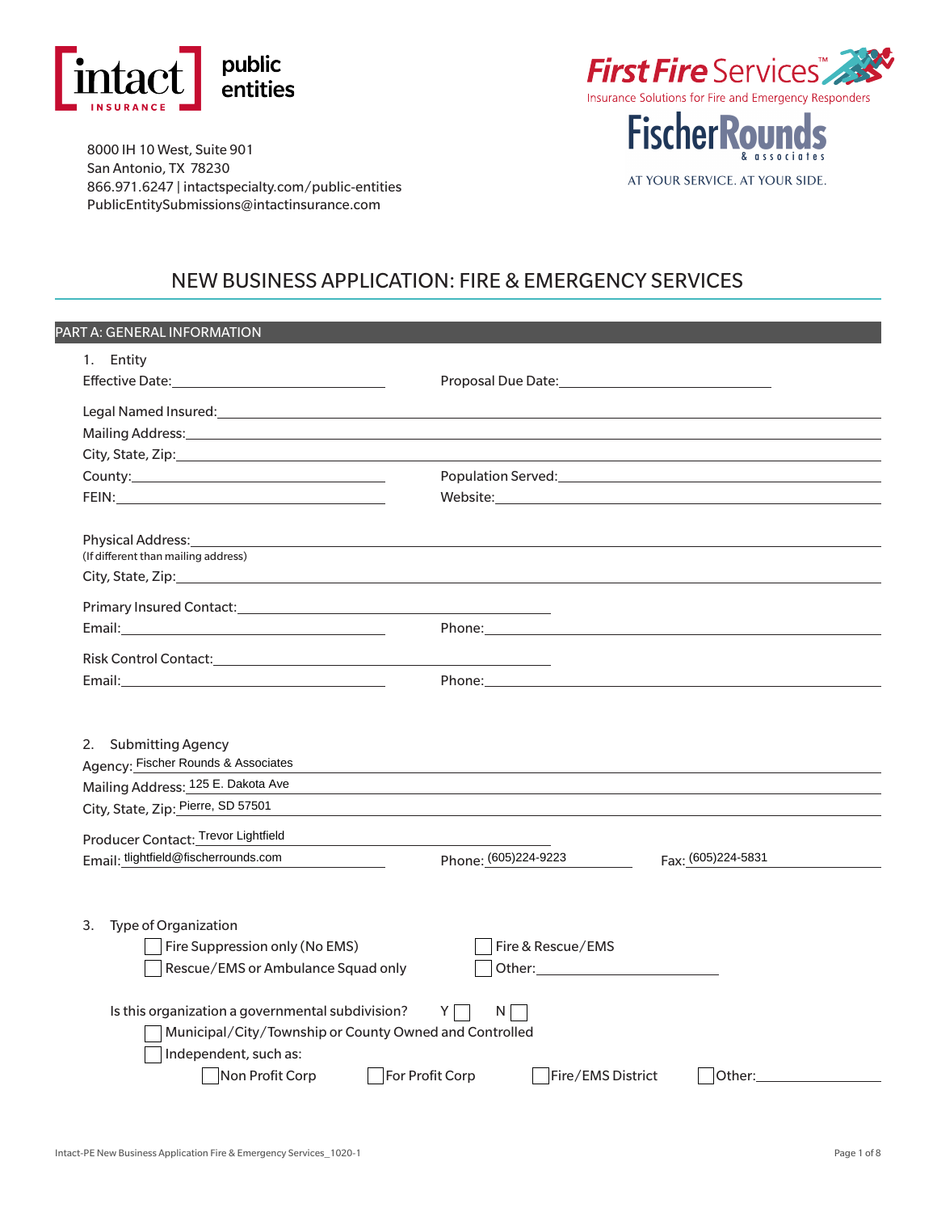intact INSURANCE | public entities

8000 IH 10 West, Suite 901
San Antonio, TX 78230
866.971.6247 | intactspecialty.com/public-entities
PublicEntitySubmissions@intactinsurance.com

First Fire Services™
Insurance Solutions for Fire and Emergency Responders

FischerRounds & associates
AT YOUR SERVICE. AT YOUR SIDE.

# NEW BUSINESS APPLICATION: FIRE & EMERGENCY SERVICES

## PART A: GENERAL INFORMATION

1. Entity

Effective Date: ____________________ Proposal Due Date: ____________________

Legal Named Insured: ____________________

Mailing Address: ____________________

City, State, Zip: ____________________

County: ____________________ Population Served: ____________________

FEIN: ____________________ Website: ____________________

Physical Address: ____________________
(If different than mailing address)

City, State, Zip: ____________________

Primary Insured Contact: ____________________

Email: ____________________ Phone: ____________________

Risk Control Contact: ____________________

Email: ____________________ Phone: ____________________

2. Submitting Agency

Agency: Fischer Rounds & Associates

Mailing Address: 125 E. Dakota Ave

City, State, Zip: Pierre, SD 57501

Producer Contact: Trevor Lightfield

Email: tlightfield@fischerrounds.com Phone: (605)224-9223 Fax: (605)224-5831

3. Type of Organization

☐ Fire Suppression only (No EMS) ☐ Fire & Rescue/EMS

☐ Rescue/EMS or Ambulance Squad only ☐ Other: ____________________

Is this organization a governmental subdivision? Y ☐ N ☐

☐ Municipal/City/Township or County Owned and Controlled

☐ Independent, such as:

☐ Non Profit Corp ☐ For Profit Corp ☐ Fire/EMS District ☐ Other: ____________________

Intact-PE New Business Application Fire & Emergency Services_1020-1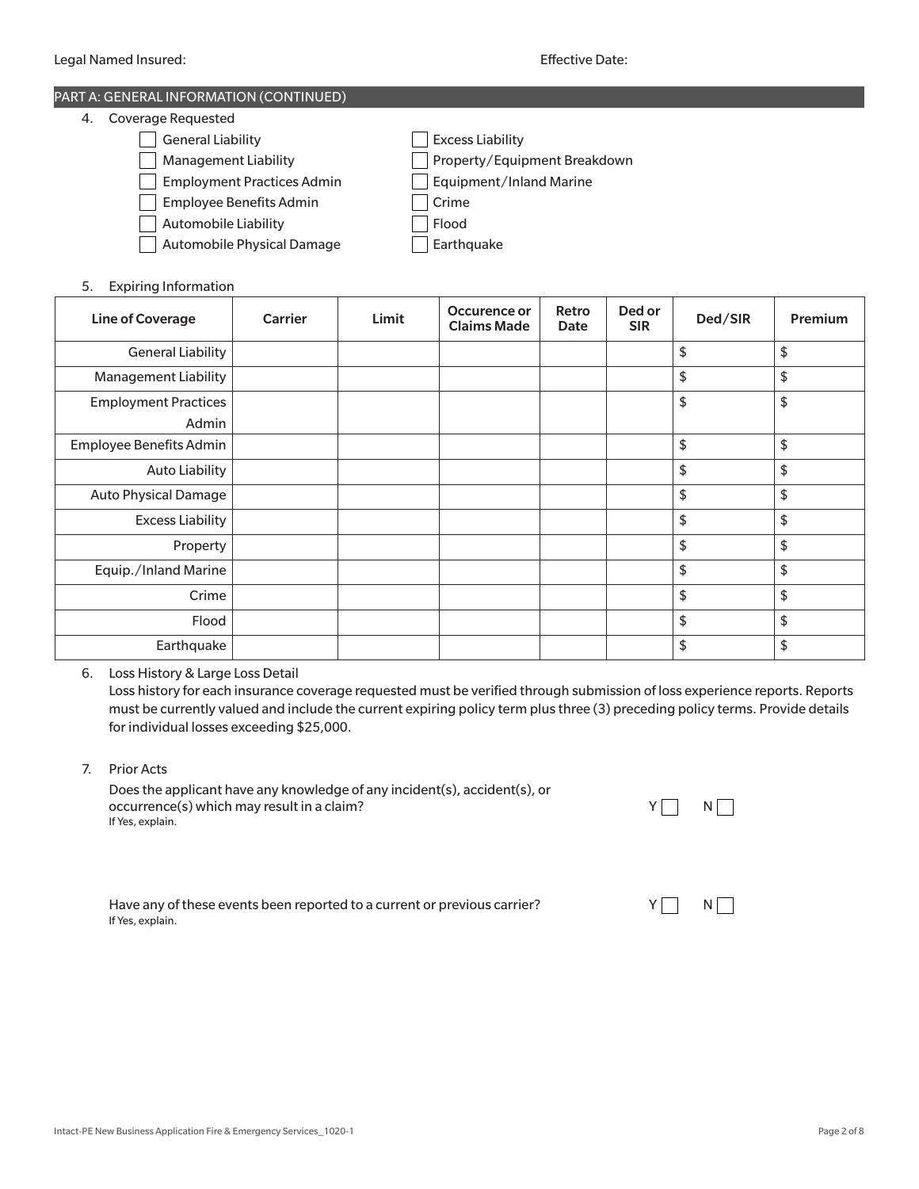Legal Named Insured: Effective Date:

## PART A: GENERAL INFORMATION (CONTINUED)

4. Coverage Requested

- [ ] General Liability
- [ ] Management Liability
- [ ] Employment Practices Admin
- [ ] Employee Benefits Admin
- [ ] Automobile Liability
- [ ] Automobile Physical Damage
- [ ] Excess Liability
- [ ] Property/Equipment Breakdown
- [ ] Equipment/Inland Marine
- [ ] Crime
- [ ] Flood
- [ ] Earthquake

5. Expiring Information

| Line of Coverage | Carrier | Limit | Occurence or Claims Made | Retro Date | Ded or SIR | Ded/SIR | Premium |
|---|---|---|---|---|---|---|---|
| General Liability | | | | | | $ | $ |
| Management Liability | | | | | | $ | $ |
| Employment Practices Admin | | | | | | $ | $ |
| Employee Benefits Admin | | | | | | $ | $ |
| Auto Liability | | | | | | $ | $ |
| Auto Physical Damage | | | | | | $ | $ |
| Excess Liability | | | | | | $ | $ |
| Property | | | | | | $ | $ |
| Equip./Inland Marine | | | | | | $ | $ |
| Crime | | | | | | $ | $ |
| Flood | | | | | | $ | $ |
| Earthquake | | | | | | $ | $ |

6. Loss History & Large Loss Detail

   Loss history for each insurance coverage requested must be verified through submission of loss experience reports. Reports must be currently valued and include the current expiring policy term plus three (3) preceding policy terms. Provide details for individual losses exceeding $25,000.

7. Prior Acts

   Does the applicant have any knowledge of any incident(s), accident(s), or occurrence(s) which may result in a claim? Y [ ] N [ ]
   If Yes, explain.

   Have any of these events been reported to a current or previous carrier? Y [ ] N [ ]
   If Yes, explain.

Intact-PE New Business Application Fire & Emergency Services_1020-1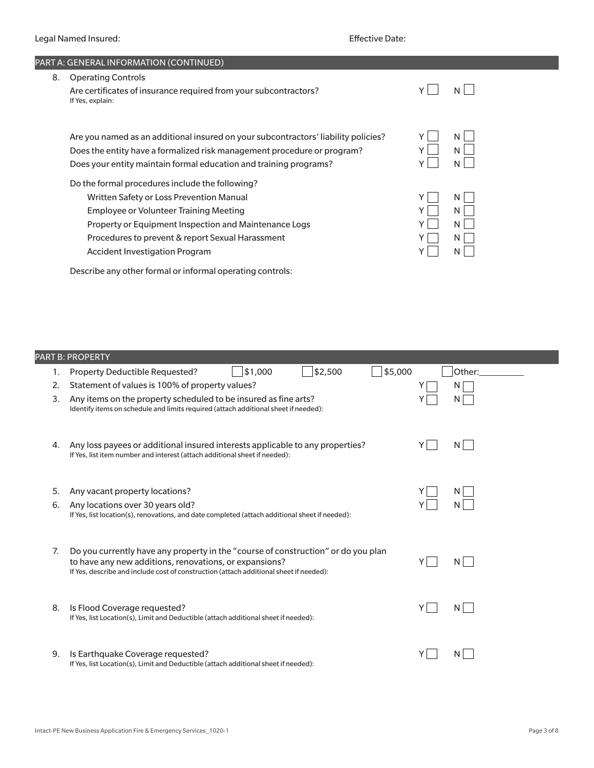Legal Named Insured: Effective Date:

## PART A: GENERAL INFORMATION (CONTINUED)

8. Operating Controls

   Are certificates of insurance required from your subcontractors? Y ☐ N ☐
   If Yes, explain:

   Are you named as an additional insured on your subcontractors' liability policies? Y ☐ N ☐

   Does the entity have a formalized risk management procedure or program? Y ☐ N ☐

   Does your entity maintain formal education and training programs? Y ☐ N ☐

   Do the formal procedures include the following?

   - Written Safety or Loss Prevention Manual Y ☐ N ☐
   - Employee or Volunteer Training Meeting Y ☐ N ☐
   - Property or Equipment Inspection and Maintenance Logs Y ☐ N ☐
   - Procedures to prevent & report Sexual Harassment Y ☐ N ☐
   - Accident Investigation Program Y ☐ N ☐

   Describe any other formal or informal operating controls:

## PART B: PROPERTY

1. Property Deductible Requested? ☐ $1,000 ☐ $2,500 ☐ $5,000 ☐ Other:__________
2. Statement of values is 100% of property values? Y ☐ N ☐
3. Any items on the property scheduled to be insured as fine arts? Y ☐ N ☐
   Identify items on schedule and limits required (attach additional sheet if needed):

4. Any loss payees or additional insured interests applicable to any properties? Y ☐ N ☐
   If Yes, list item number and interest (attach additional sheet if needed):

5. Any vacant property locations? Y ☐ N ☐
6. Any locations over 30 years old? Y ☐ N ☐
   If Yes, list location(s), renovations, and date completed (attach additional sheet if needed):

7. Do you currently have any property in the "course of construction" or do you plan to have any new additions, renovations, or expansions? Y ☐ N ☐
   If Yes, describe and include cost of construction (attach additional sheet if needed):

8. Is Flood Coverage requested? Y ☐ N ☐
   If Yes, list Location(s), Limit and Deductible (attach additional sheet if needed):

9. Is Earthquake Coverage requested? Y ☐ N ☐
   If Yes, list Location(s), Limit and Deductible (attach additional sheet if needed):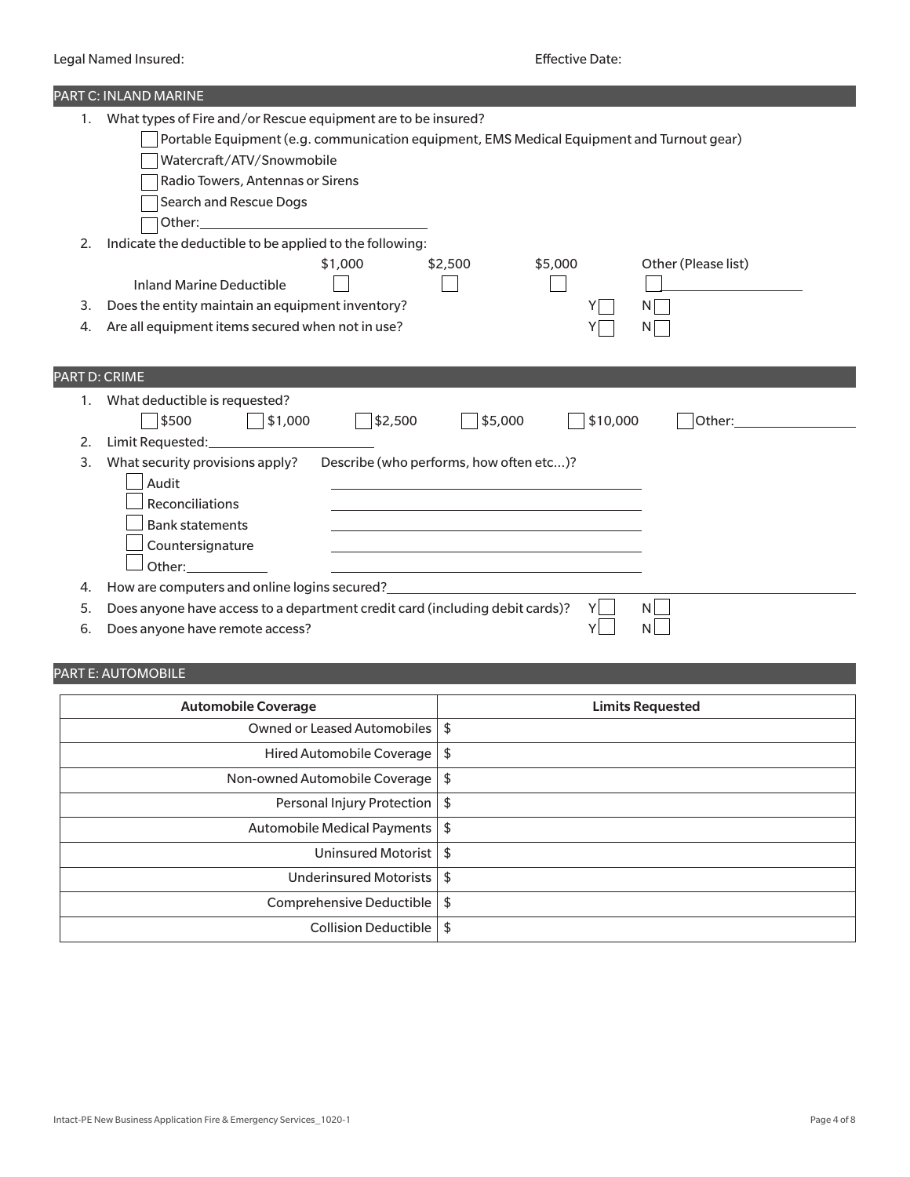Legal Named Insured: Effective Date:

## PART C: INLAND MARINE

1. What types of Fire and/or Rescue equipment are to be insured?
   - ☐ Portable Equipment (e.g. communication equipment, EMS Medical Equipment and Turnout gear)
   - ☐ Watercraft/ATV/Snowmobile
   - ☐ Radio Towers, Antennas or Sirens
   - ☐ Search and Rescue Dogs
   - ☐ Other: ____________________

2. Indicate the deductible to be applied to the following:

| | $1,000 | $2,500 | $5,000 | Other (Please list) |
|---|---|---|---|---|
| Inland Marine Deductible | ☐ | ☐ | ☐ | ☐ ____________ |

3. Does the entity maintain an equipment inventory? Y ☐ N ☐
4. Are all equipment items secured when not in use? Y ☐ N ☐

## PART D: CRIME

1. What deductible is requested?
   ☐ $500 ☐ $1,000 ☐ $2,500 ☐ $5,000 ☐ $10,000 ☐ Other: ____________
2. Limit Requested: ____________________
3. What security provisions apply? Describe (who performs, how often etc...)?
   - ☐ Audit ____________________
   - ☐ Reconciliations ____________________
   - ☐ Bank statements ____________________
   - ☐ Countersignature ____________________
   - ☐ Other: __________ ____________________
4. How are computers and online logins secured? ____________________
5. Does anyone have access to a department credit card (including debit cards)? Y ☐ N ☐
6. Does anyone have remote access? Y ☐ N ☐

## PART E: AUTOMOBILE

| Automobile Coverage | Limits Requested |
|---|---|
| Owned or Leased Automobiles | $ |
| Hired Automobile Coverage | $ |
| Non-owned Automobile Coverage | $ |
| Personal Injury Protection | $ |
| Automobile Medical Payments | $ |
| Uninsured Motorist | $ |
| Underinsured Motorists | $ |
| Comprehensive Deductible | $ |
| Collision Deductible | $ |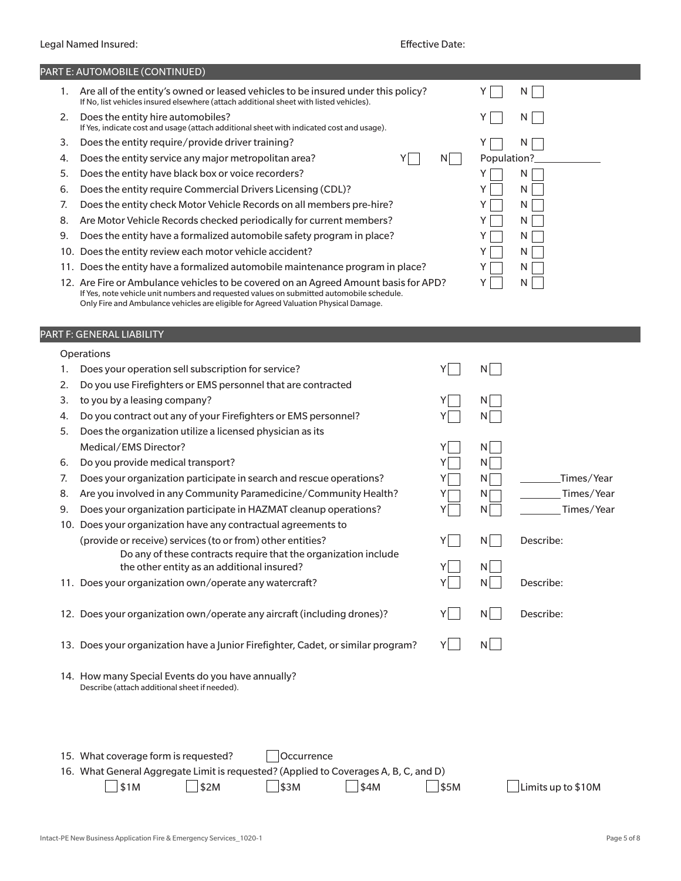Legal Named Insured: Effective Date:

## PART E: AUTOMOBILE (CONTINUED)

1. Are all of the entity's owned or leased vehicles to be insured under this policy? Y ☐ N ☐
   If No, list vehicles insured elsewhere (attach additional sheet with listed vehicles).
2. Does the entity hire automobiles? Y ☐ N ☐
   If Yes, indicate cost and usage (attach additional sheet with indicated cost and usage).
3. Does the entity require/provide driver training? Y ☐ N ☐
4. Does the entity service any major metropolitan area? Y ☐ N ☐ Population?____________
5. Does the entity have black box or voice recorders? Y ☐ N ☐
6. Does the entity require Commercial Drivers Licensing (CDL)? Y ☐ N ☐
7. Does the entity check Motor Vehicle Records on all members pre-hire? Y ☐ N ☐
8. Are Motor Vehicle Records checked periodically for current members? Y ☐ N ☐
9. Does the entity have a formalized automobile safety program in place? Y ☐ N ☐
10. Does the entity review each motor vehicle accident? Y ☐ N ☐
11. Does the entity have a formalized automobile maintenance program in place? Y ☐ N ☐
12. Are Fire or Ambulance vehicles to be covered on an Agreed Amount basis for APD? Y ☐ N ☐
    If Yes, note vehicle unit numbers and requested values on submitted automobile schedule.
    Only Fire and Ambulance vehicles are eligible for Agreed Valuation Physical Damage.

## PART F: GENERAL LIABILITY

Operations

1. Does your operation sell subscription for service? Y ☐ N ☐
2. Do you use Firefighters or EMS personnel that are contracted
3. to you by a leasing company? Y ☐ N ☐
4. Do you contract out any of your Firefighters or EMS personnel? Y ☐ N ☐
5. Does the organization utilize a licensed physician as its
   Medical/EMS Director? Y ☐ N ☐
6. Do you provide medical transport? Y ☐ N ☐
7. Does your organization participate in search and rescue operations? Y ☐ N ☐ ________Times/Year
8. Are you involved in any Community Paramedicine/Community Health? Y ☐ N ☐ ________Times/Year
9. Does your organization participate in HAZMAT cleanup operations? Y ☐ N ☐ ________Times/Year
10. Does your organization have any contractual agreements to
    (provide or receive) services (to or from) other entities? Y ☐ N ☐ Describe:
    Do any of these contracts require that the organization include
    the other entity as an additional insured? Y ☐ N ☐
11. Does your organization own/operate any watercraft? Y ☐ N ☐ Describe:
12. Does your organization own/operate any aircraft (including drones)? Y ☐ N ☐ Describe:
13. Does your organization have a Junior Firefighter, Cadet, or similar program? Y ☐ N ☐
14. How many Special Events do you have annually?
    Describe (attach additional sheet if needed).
15. What coverage form is requested? ☐ Occurrence
16. What General Aggregate Limit is requested? (Applied to Coverages A, B, C, and D)
    ☐ $1M ☐ $2M ☐ $3M ☐ $4M ☐ $5M ☐ Limits up to $10M

Intact-PE New Business Application Fire & Emergency Services_1020-1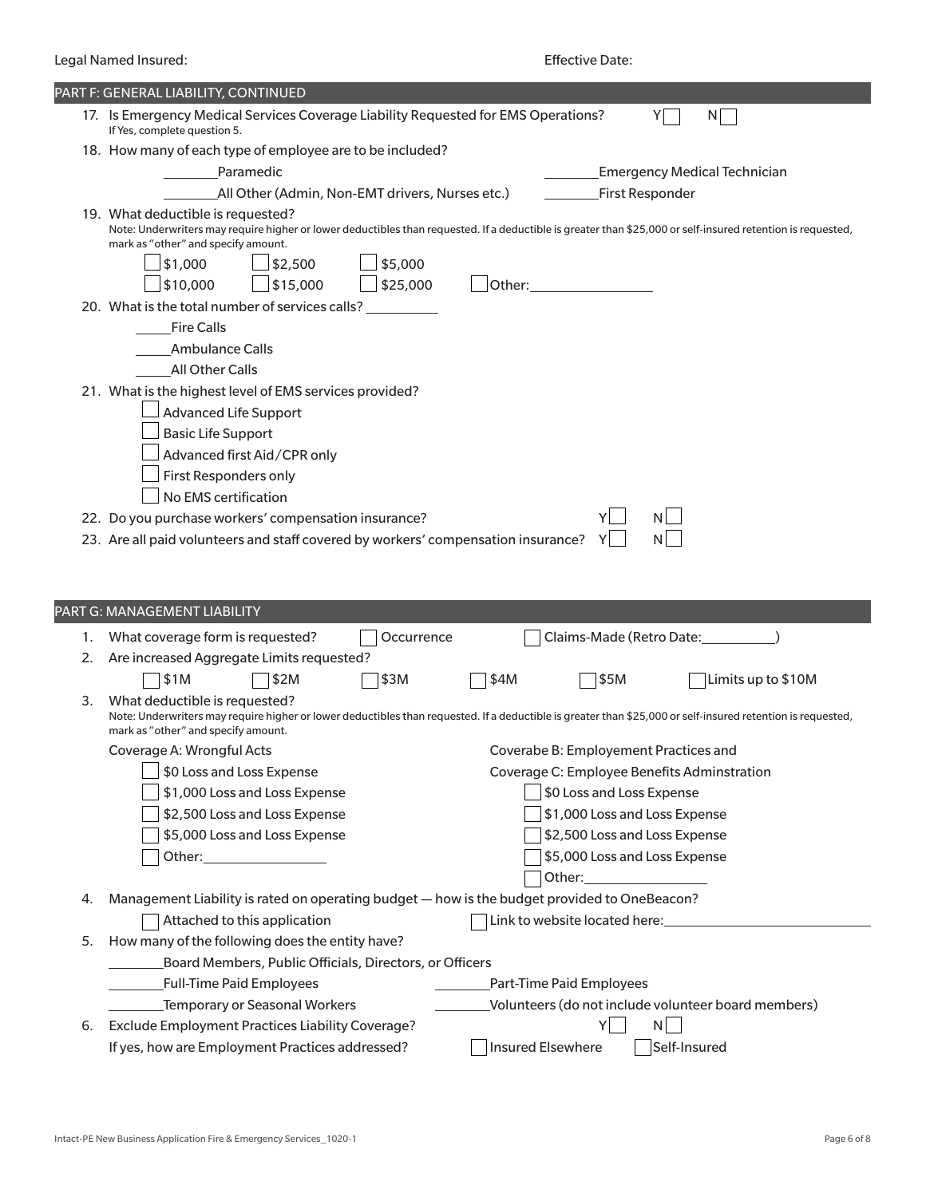Legal Named Insured: Effective Date:

## PART F: GENERAL LIABILITY, CONTINUED

17. Is Emergency Medical Services Coverage Liability Requested for EMS Operations? Y ☐ N ☐
    If Yes, complete question 5.
18. How many of each type of employee are to be included?
    ________Paramedic ________Emergency Medical Technician
    ________All Other (Admin, Non-EMT drivers, Nurses etc.) ________First Responder
19. What deductible is requested?
    Note: Underwriters may require higher or lower deductibles than requested. If a deductible is greater than $25,000 or self-insured retention is requested, mark as "other" and specify amount.
    ☐ $1,000 ☐ $2,500 ☐ $5,000
    ☐ $10,000 ☐ $15,000 ☐ $25,000 ☐ Other:________________
20. What is the total number of services calls? __________
    _____Fire Calls
    _____Ambulance Calls
    _____All Other Calls
21. What is the highest level of EMS services provided?
    ☐ Advanced Life Support
    ☐ Basic Life Support
    ☐ Advanced first Aid/CPR only
    ☐ First Responders only
    ☐ No EMS certification
22. Do you purchase workers' compensation insurance? Y ☐ N ☐
23. Are all paid volunteers and staff covered by workers' compensation insurance? Y ☐ N ☐

## PART G: MANAGEMENT LIABILITY

1. What coverage form is requested? ☐ Occurrence ☐ Claims-Made (Retro Date:__________)
2. Are increased Aggregate Limits requested?
   ☐ $1M ☐ $2M ☐ $3M ☐ $4M ☐ $5M ☐ Limits up to $10M
3. What deductible is requested?
   Note: Underwriters may require higher or lower deductibles than requested. If a deductible is greater than $25,000 or self-insured retention is requested, mark as "other" and specify amount.

   Coverage A: Wrongful Acts
   ☐ $0 Loss and Loss Expense
   ☐ $1,000 Loss and Loss Expense
   ☐ $2,500 Loss and Loss Expense
   ☐ $5,000 Loss and Loss Expense
   ☐ Other:________________

   Coverabe B: Employement Practices and
   Coverage C: Employee Benefits Adminstration
   ☐ $0 Loss and Loss Expense
   ☐ $1,000 Loss and Loss Expense
   ☐ $2,500 Loss and Loss Expense
   ☐ $5,000 Loss and Loss Expense
   ☐ Other:________________
4. Management Liability is rated on operating budget — how is the budget provided to OneBeacon?
   ☐ Attached to this application ☐ Link to website located here:____________________________
5. How many of the following does the entity have?
   ________Board Members, Public Officials, Directors, or Officers
   ________Full-Time Paid Employees ________Part-Time Paid Employees
   ________Temporary or Seasonal Workers ________Volunteers (do not include volunteer board members)
6. Exclude Employment Practices Liability Coverage? Y ☐ N ☐
   If yes, how are Employment Practices addressed? ☐ Insured Elsewhere ☐ Self-Insured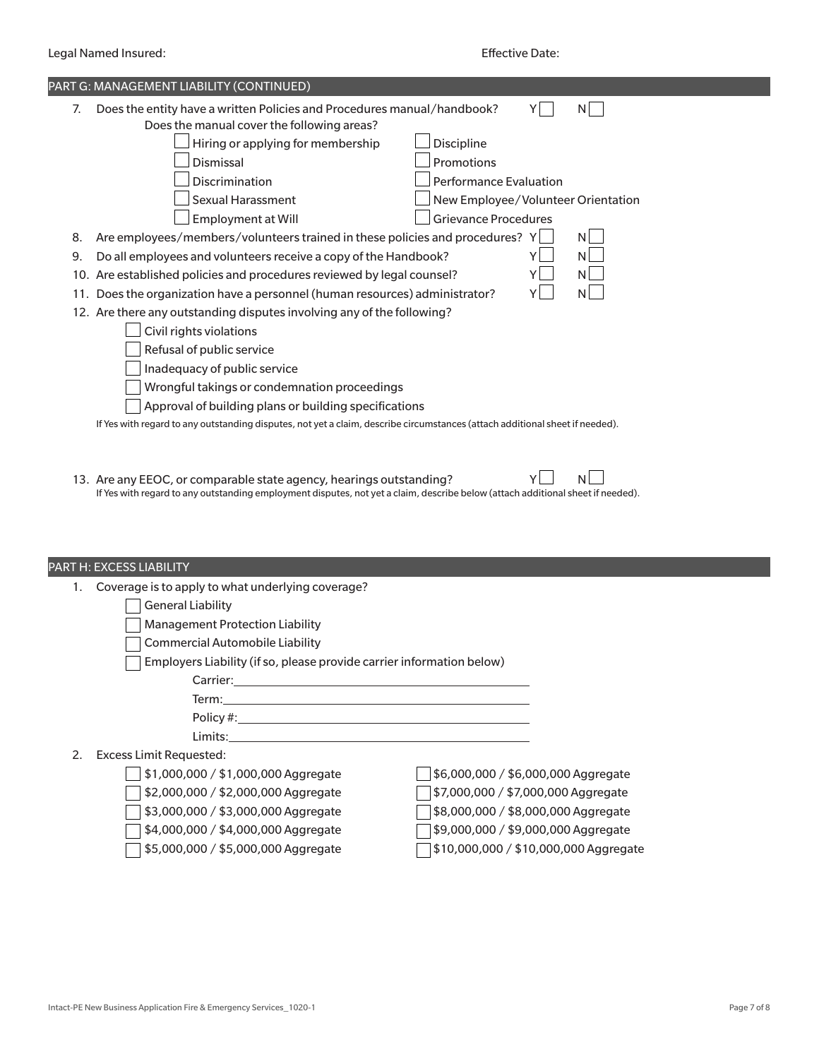Legal Named Insured: Effective Date:

## PART G: MANAGEMENT LIABILITY (CONTINUED)

7. Does the entity have a written Policies and Procedures manual/handbook? Y ☐ N ☐
   Does the manual cover the following areas?
   - ☐ Hiring or applying for membership
   - ☐ Dismissal
   - ☐ Discrimination
   - ☐ Sexual Harassment
   - ☐ Employment at Will
   - ☐ Discipline
   - ☐ Promotions
   - ☐ Performance Evaluation
   - ☐ New Employee/Volunteer Orientation
   - ☐ Grievance Procedures
8. Are employees/members/volunteers trained in these policies and procedures? Y ☐ N ☐
9. Do all employees and volunteers receive a copy of the Handbook? Y ☐ N ☐
10. Are established policies and procedures reviewed by legal counsel? Y ☐ N ☐
11. Does the organization have a personnel (human resources) administrator? Y ☐ N ☐
12. Are there any outstanding disputes involving any of the following?
    - ☐ Civil rights violations
    - ☐ Refusal of public service
    - ☐ Inadequacy of public service
    - ☐ Wrongful takings or condemnation proceedings
    - ☐ Approval of building plans or building specifications

    If Yes with regard to any outstanding disputes, not yet a claim, describe circumstances (attach additional sheet if needed).

13. Are any EEOC, or comparable state agency, hearings outstanding? Y ☐ N ☐
    If Yes with regard to any outstanding employment disputes, not yet a claim, describe below (attach additional sheet if needed).

## PART H: EXCESS LIABILITY

1. Coverage is to apply to what underlying coverage?
   - ☐ General Liability
   - ☐ Management Protection Liability
   - ☐ Commercial Automobile Liability
   - ☐ Employers Liability (if so, please provide carrier information below)

     Carrier: ____________________

     Term: ____________________

     Policy #: ____________________

     Limits: ____________________
2. Excess Limit Requested:
   - ☐ $1,000,000 / $1,000,000 Aggregate
   - ☐ $2,000,000 / $2,000,000 Aggregate
   - ☐ $3,000,000 / $3,000,000 Aggregate
   - ☐ $4,000,000 / $4,000,000 Aggregate
   - ☐ $5,000,000 / $5,000,000 Aggregate
   - ☐ $6,000,000 / $6,000,000 Aggregate
   - ☐ $7,000,000 / $7,000,000 Aggregate
   - ☐ $8,000,000 / $8,000,000 Aggregate
   - ☐ $9,000,000 / $9,000,000 Aggregate
   - ☐ $10,000,000 / $10,000,000 Aggregate

Intact-PE New Business Application Fire & Emergency Services_1020-1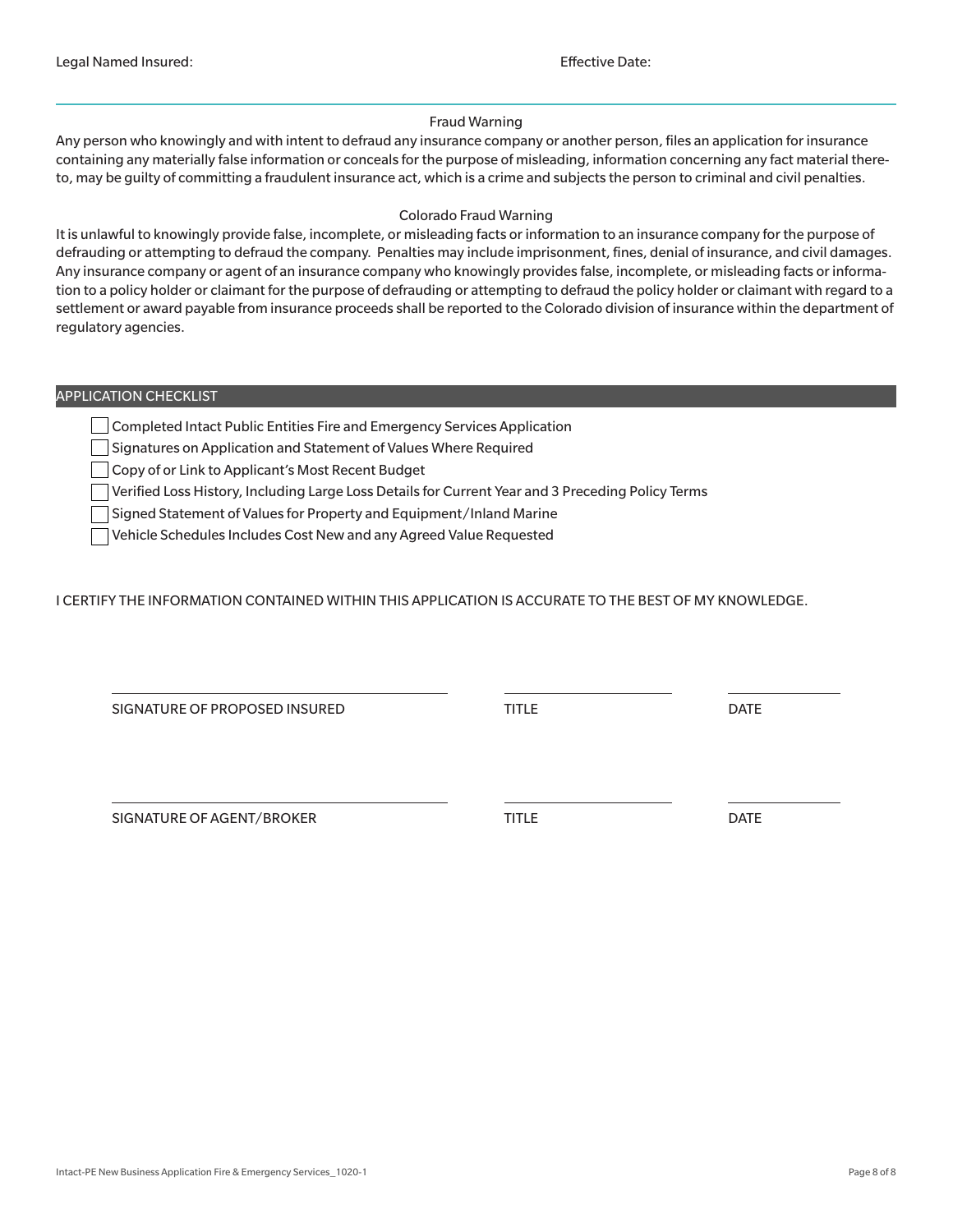Legal Named Insured: Effective Date:

Fraud Warning

Any person who knowingly and with intent to defraud any insurance company or another person, files an application for insurance containing any materially false information or conceals for the purpose of misleading, information concerning any fact material thereto, may be guilty of committing a fraudulent insurance act, which is a crime and subjects the person to criminal and civil penalties.

Colorado Fraud Warning

It is unlawful to knowingly provide false, incomplete, or misleading facts or information to an insurance company for the purpose of defrauding or attempting to defraud the company. Penalties may include imprisonment, fines, denial of insurance, and civil damages. Any insurance company or agent of an insurance company who knowingly provides false, incomplete, or misleading facts or information to a policy holder or claimant for the purpose of defrauding or attempting to defraud the policy holder or claimant with regard to a settlement or award payable from insurance proceeds shall be reported to the Colorado division of insurance within the department of regulatory agencies.

## APPLICATION CHECKLIST

- [ ] Completed Intact Public Entities Fire and Emergency Services Application
- [ ] Signatures on Application and Statement of Values Where Required
- [ ] Copy of or Link to Applicant's Most Recent Budget
- [ ] Verified Loss History, Including Large Loss Details for Current Year and 3 Preceding Policy Terms
- [ ] Signed Statement of Values for Property and Equipment/Inland Marine
- [ ] Vehicle Schedules Includes Cost New and any Agreed Value Requested

I CERTIFY THE INFORMATION CONTAINED WITHIN THIS APPLICATION IS ACCURATE TO THE BEST OF MY KNOWLEDGE.

| | | |
|---|---|---|
| SIGNATURE OF PROPOSED INSURED | TITLE | DATE |
| SIGNATURE OF AGENT/BROKER | TITLE | DATE |